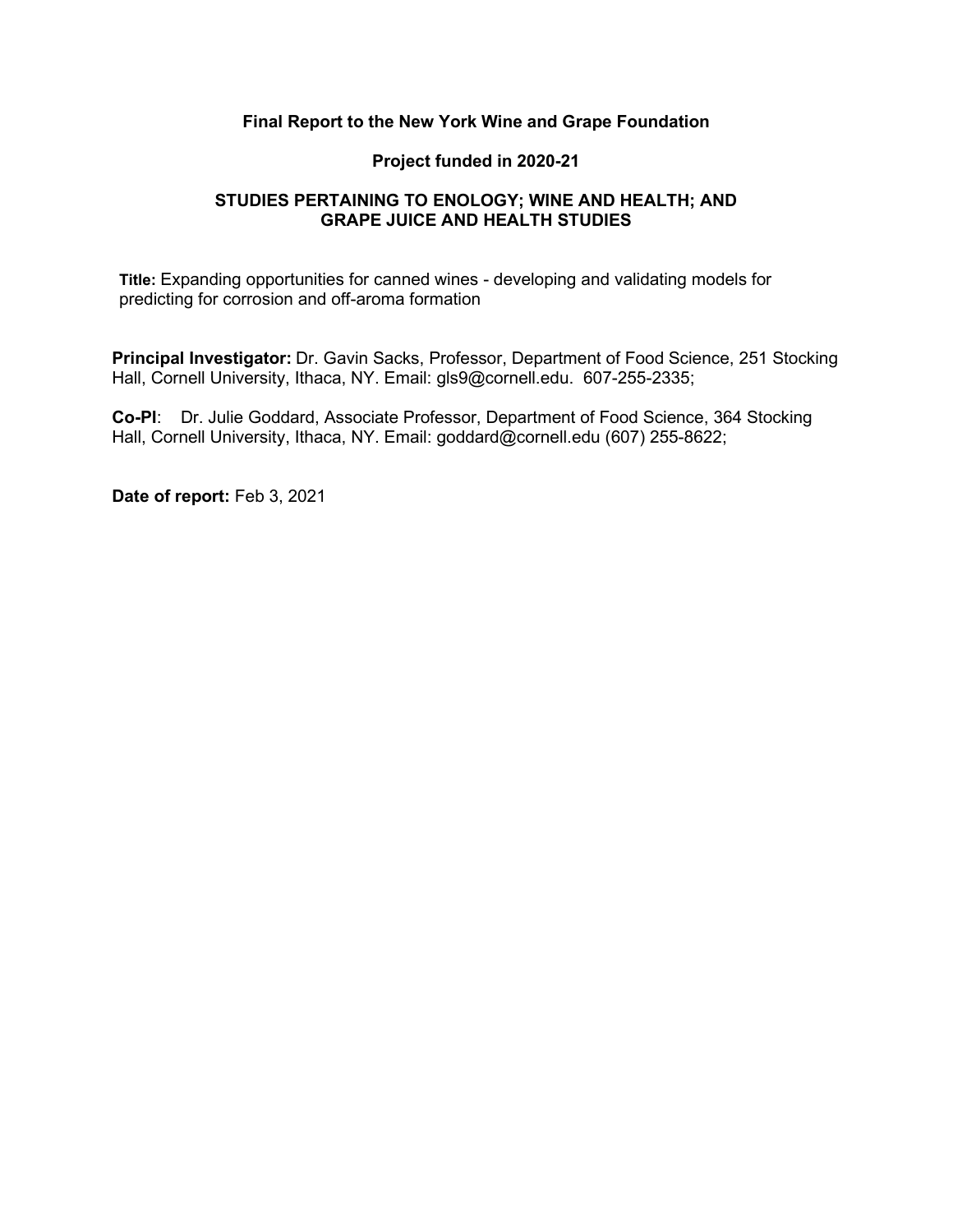**Final Report to the New York Wine and Grape Foundation**

**Project funded in 2020-21**

**STUDIES PERTAINING TO ENOLOGY; WINE AND HEALTH; AND GRAPE JUICE AND HEALTH STUDIES**

**Title:** Expanding opportunities for canned wines - developing and validating models for predicting for corrosion and off-aroma formation

**Principal Investigator:** Dr. Gavin Sacks, Professor, Department of Food Science, 251 Stocking Hall, Cornell University, Ithaca, NY. Email: gls9@cornell.edu. 607-255-2335;

**Co-PI**: Dr. Julie Goddard, Associate Professor, Department of Food Science, 364 Stocking Hall, Cornell University, Ithaca, NY. Email: goddard@cornell.edu (607) 255-8622;

**Date of report:** Feb 3, 2021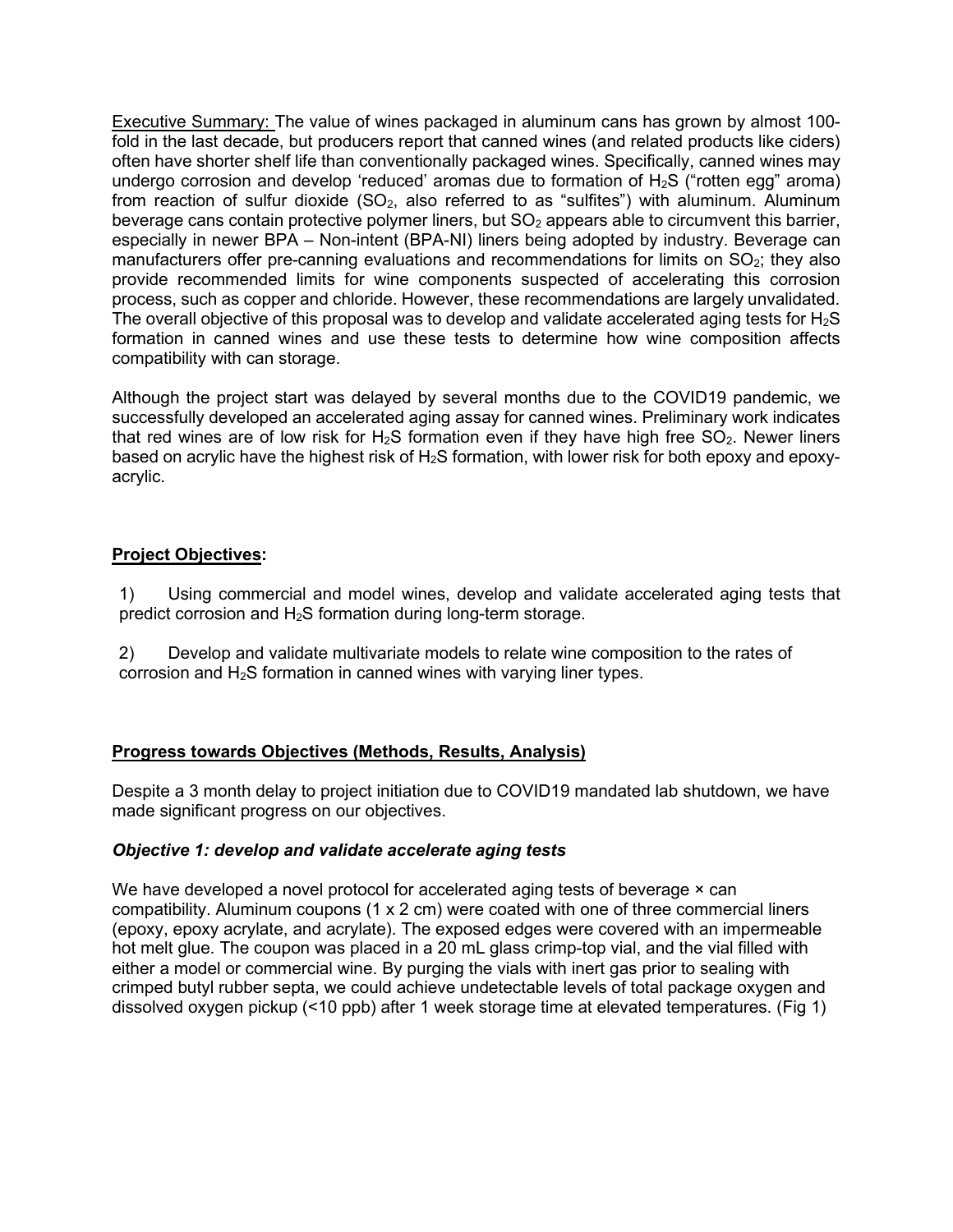Executive Summary: The value of wines packaged in aluminum cans has grown by almost 100-fold in the last decade, but producers report that canned wines (and related products like ciders) often have shorter shelf life than conventionally packaged wines. Specifically, canned wines may undergo corrosion and develop 'reduced' aromas due to formation of $H_2S$ ("rotten egg" aroma) from reaction of sulfur dioxide ($SO_2$, also referred to as "sulfites") with aluminum. Aluminum beverage cans contain protective polymer liners, but $SO_2$ appears able to circumvent this barrier, especially in newer BPA – Non-intent (BPA-NI) liners being adopted by industry. Beverage can manufacturers offer pre-canning evaluations and recommendations for limits on $SO_2$; they also provide recommended limits for wine components suspected of accelerating this corrosion process, such as copper and chloride. However, these recommendations are largely unvalidated. The overall objective of this proposal was to develop and validate accelerated aging tests for $H_2S$ formation in canned wines and use these tests to determine how wine composition affects compatibility with can storage.

Although the project start was delayed by several months due to the COVID19 pandemic, we successfully developed an accelerated aging assay for canned wines. Preliminary work indicates that red wines are of low risk for $H_2S$ formation even if they have high free $SO_2$. Newer liners based on acrylic have the highest risk of $H_2S$ formation, with lower risk for both epoxy and epoxy-acrylic.

## Project Objectives:

1) Using commercial and model wines, develop and validate accelerated aging tests that predict corrosion and $H_2S$ formation during long-term storage.

2) Develop and validate multivariate models to relate wine composition to the rates of corrosion and $H_2S$ formation in canned wines with varying liner types.

## Progress towards Objectives (Methods, Results, Analysis)

Despite a 3 month delay to project initiation due to COVID19 mandated lab shutdown, we have made significant progress on our objectives.

### *Objective 1: develop and validate accelerate aging tests*

We have developed a novel protocol for accelerated aging tests of beverage × can compatibility. Aluminum coupons (1 x 2 cm) were coated with one of three commercial liners (epoxy, epoxy acrylate, and acrylate). The exposed edges were covered with an impermeable hot melt glue. The coupon was placed in a 20 mL glass crimp-top vial, and the vial filled with either a model or commercial wine. By purging the vials with inert gas prior to sealing with crimped butyl rubber septa, we could achieve undetectable levels of total package oxygen and dissolved oxygen pickup (<10 ppb) after 1 week storage time at elevated temperatures. (Fig 1)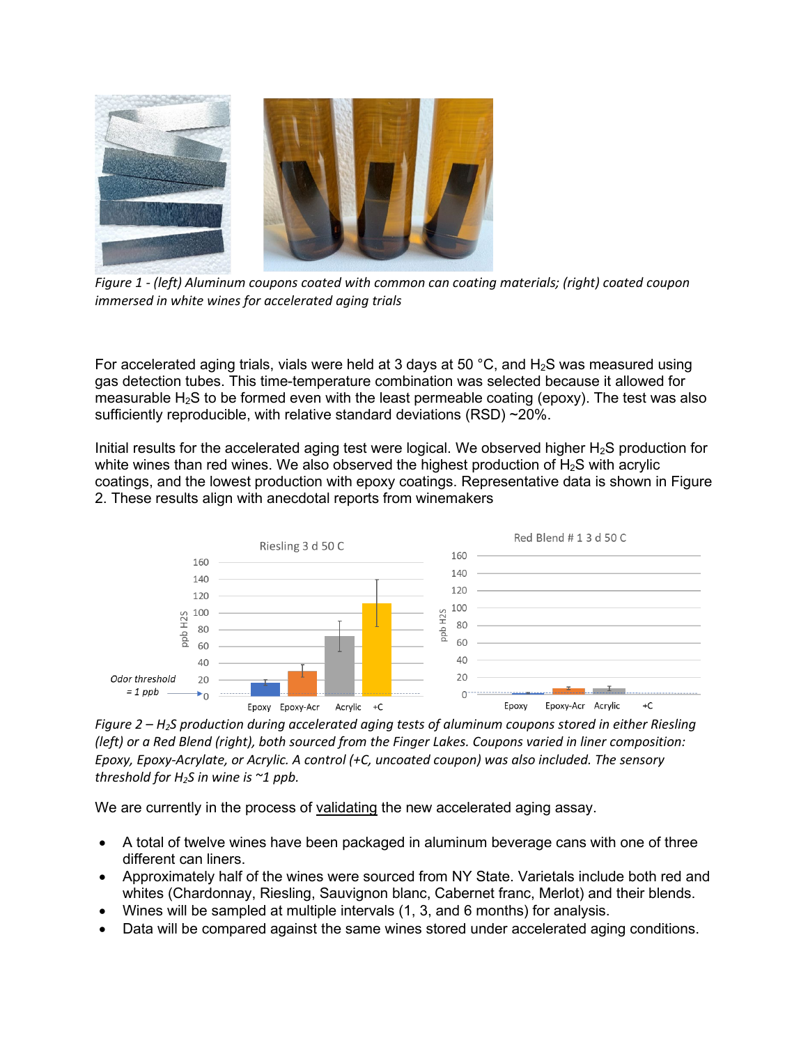*Figure 1 - (left) Aluminum coupons coated with common can coating materials; (right) coated coupon immersed in white wines for accelerated aging trials*

For accelerated aging trials, vials were held at 3 days at 50 °C, and $H_2S$ was measured using gas detection tubes. This time-temperature combination was selected because it allowed for measurable $H_2S$ to be formed even with the least permeable coating (epoxy). The test was also sufficiently reproducible, with relative standard deviations (RSD) ~20%.

Initial results for the accelerated aging test were logical. We observed higher $H_2S$ production for white wines than red wines. We also observed the highest production of $H_2S$ with acrylic coatings, and the lowest production with epoxy coatings. Representative data is shown in Figure 2. These results align with anecdotal reports from winemakers

*Figure 2 – $H_2S$ production during accelerated aging tests of aluminum coupons stored in either Riesling (left) or a Red Blend (right), both sourced from the Finger Lakes. Coupons varied in liner composition: Epoxy, Epoxy-Acrylate, or Acrylic. A control (+C, uncoated coupon) was also included. The sensory threshold for $H_2S$ in wine is ~1 ppb.*

We are currently in the process of validating the new accelerated aging assay.

- A total of twelve wines have been packaged in aluminum beverage cans with one of three different can liners.
- Approximately half of the wines were sourced from NY State. Varietals include both red and whites (Chardonnay, Riesling, Sauvignon blanc, Cabernet franc, Merlot) and their blends.
- Wines will be sampled at multiple intervals (1, 3, and 6 months) for analysis.
- Data will be compared against the same wines stored under accelerated aging conditions.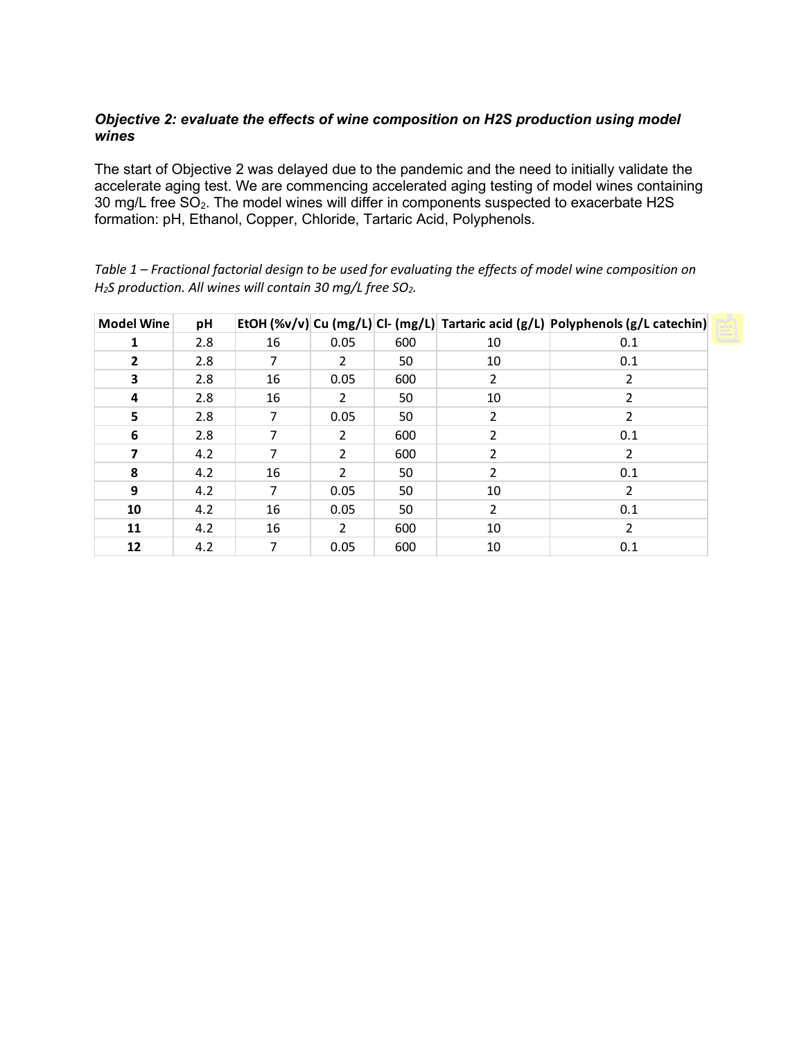***Objective 2: evaluate the effects of wine composition on H2S production using model wines***

The start of Objective 2 was delayed due to the pandemic and the need to initially validate the accelerate aging test. We are commencing accelerated aging testing of model wines containing 30 mg/L free $SO_2$. The model wines will differ in components suspected to exacerbate H2S formation: pH, Ethanol, Copper, Chloride, Tartaric Acid, Polyphenols.

*Table 1 – Fractional factorial design to be used for evaluating the effects of model wine composition on $H_2S$ production. All wines will contain 30 mg/L free $SO_2$.*

| Model Wine | pH | EtOH (%v/v) | Cu (mg/L) | Cl- (mg/L) | Tartaric acid (g/L) | Polyphenols (g/L catechin) |
|---|---|---|---|---|---|---|
| **1** | 2.8 | 16 | 0.05 | 600 | 10 | 0.1 |
| **2** | 2.8 | 7 | 2 | 50 | 10 | 0.1 |
| **3** | 2.8 | 16 | 0.05 | 600 | 2 | 2 |
| **4** | 2.8 | 16 | 2 | 50 | 10 | 2 |
| **5** | 2.8 | 7 | 0.05 | 50 | 2 | 2 |
| **6** | 2.8 | 7 | 2 | 600 | 2 | 0.1 |
| **7** | 4.2 | 7 | 2 | 600 | 2 | 2 |
| **8** | 4.2 | 16 | 2 | 50 | 2 | 0.1 |
| **9** | 4.2 | 7 | 0.05 | 50 | 10 | 2 |
| **10** | 4.2 | 16 | 0.05 | 50 | 2 | 0.1 |
| **11** | 4.2 | 16 | 2 | 600 | 10 | 2 |
| **12** | 4.2 | 7 | 0.05 | 600 | 10 | 0.1 |